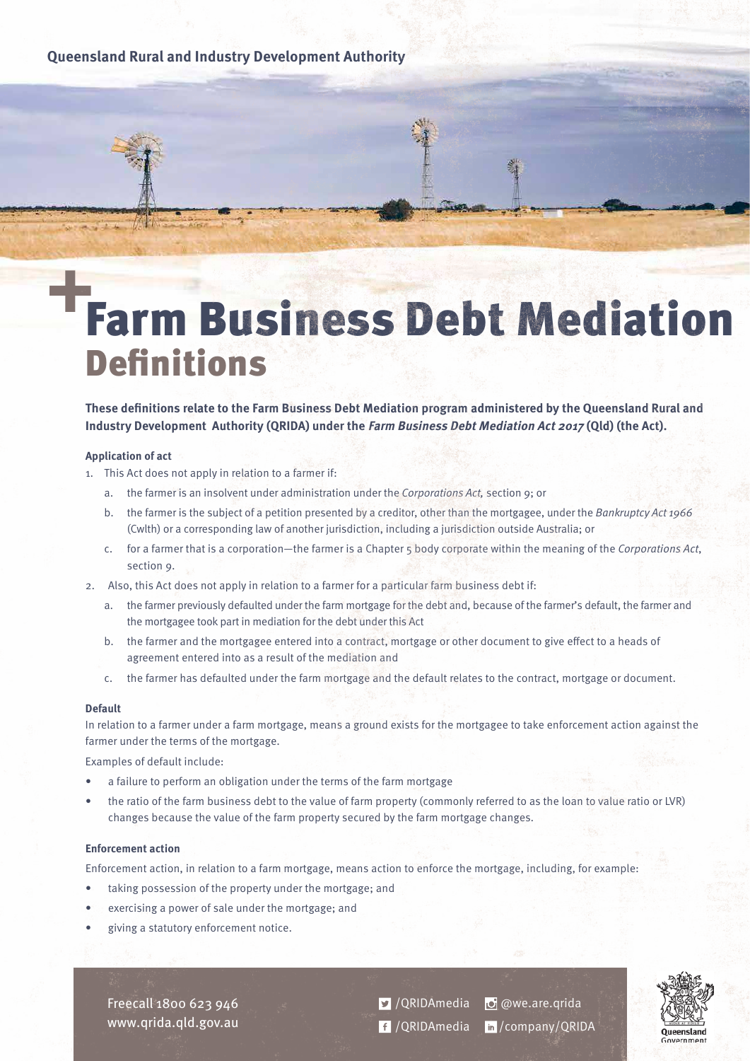Queensland Rural and Industry Development Authority

# Farm Business Debt Mediation Definitions

**These definitions relate to the Farm Business Debt Mediation program administered by the Queensland Rural and Industry Development Authority (QRIDA) under the *Farm Business Debt Mediation Act 2017* (Qld) (the Act).**

### Application of act

1. This Act does not apply in relation to a farmer if:
   a. the farmer is an insolvent under administration under the *Corporations Act,* section 9; or
   b. the farmer is the subject of a petition presented by a creditor, other than the mortgagee, under the *Bankruptcy Act 1966* (Cwlth) or a corresponding law of another jurisdiction, including a jurisdiction outside Australia; or
   c. for a farmer that is a corporation—the farmer is a Chapter 5 body corporate within the meaning of the *Corporations Act*, section 9.
2. Also, this Act does not apply in relation to a farmer for a particular farm business debt if:
   a. the farmer previously defaulted under the farm mortgage for the debt and, because of the farmer's default, the farmer and the mortgagee took part in mediation for the debt under this Act
   b. the farmer and the mortgagee entered into a contract, mortgage or other document to give effect to a heads of agreement entered into as a result of the mediation and
   c. the farmer has defaulted under the farm mortgage and the default relates to the contract, mortgage or document.

### Default

In relation to a farmer under a farm mortgage, means a ground exists for the mortgagee to take enforcement action against the farmer under the terms of the mortgage.

Examples of default include:

- a failure to perform an obligation under the terms of the farm mortgage
- the ratio of the farm business debt to the value of farm property (commonly referred to as the loan to value ratio or LVR) changes because the value of the farm property secured by the farm mortgage changes.

### Enforcement action

Enforcement action, in relation to a farm mortgage, means action to enforce the mortgage, including, for example:

- taking possession of the property under the mortgage; and
- exercising a power of sale under the mortgage; and
- giving a statutory enforcement notice.

Freecall 1800 623 946
www.qrida.qld.gov.au

/QRIDAmedia @we.are.qrida
/QRIDAmedia /company/QRIDA

Queensland Government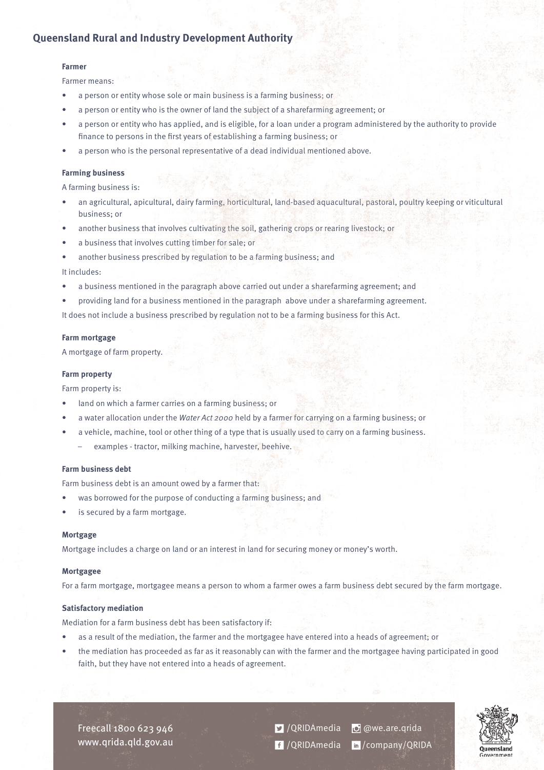**Farmer**

Farmer means:

- a person or entity whose sole or main business is a farming business; or
- a person or entity who is the owner of land the subject of a sharefarming agreement; or
- a person or entity who has applied, and is eligible, for a loan under a program administered by the authority to provide finance to persons in the first years of establishing a farming business; or
- a person who is the personal representative of a dead individual mentioned above.

**Farming business**

A farming business is:

- an agricultural, apicultural, dairy farming, horticultural, land-based aquacultural, pastoral, poultry keeping or viticultural business; or
- another business that involves cultivating the soil, gathering crops or rearing livestock; or
- a business that involves cutting timber for sale; or
- another business prescribed by regulation to be a farming business; and

It includes:

- a business mentioned in the paragraph above carried out under a sharefarming agreement; and
- providing land for a business mentioned in the paragraph above under a sharefarming agreement.

It does not include a business prescribed by regulation not to be a farming business for this Act.

**Farm mortgage**

A mortgage of farm property.

**Farm property**

Farm property is:

- land on which a farmer carries on a farming business; or
- a water allocation under the *Water Act 2000* held by a farmer for carrying on a farming business; or
- a vehicle, machine, tool or other thing of a type that is usually used to carry on a farming business.
  - examples - tractor, milking machine, harvester, beehive.

**Farm business debt**

Farm business debt is an amount owed by a farmer that:

- was borrowed for the purpose of conducting a farming business; and
- is secured by a farm mortgage.

**Mortgage**

Mortgage includes a charge on land or an interest in land for securing money or money's worth.

**Mortgagee**

For a farm mortgage, mortgagee means a person to whom a farmer owes a farm business debt secured by the farm mortgage.

**Satisfactory mediation**

Mediation for a farm business debt has been satisfactory if:

- as a result of the mediation, the farmer and the mortgagee have entered into a heads of agreement; or
- the mediation has proceeded as far as it reasonably can with the farmer and the mortgagee having participated in good faith, but they have not entered into a heads of agreement.

Freecall 1800 623 946
www.qrida.qld.gov.au

/QRIDAmedia @we.are.qrida
/QRIDAmedia /company/QRIDA